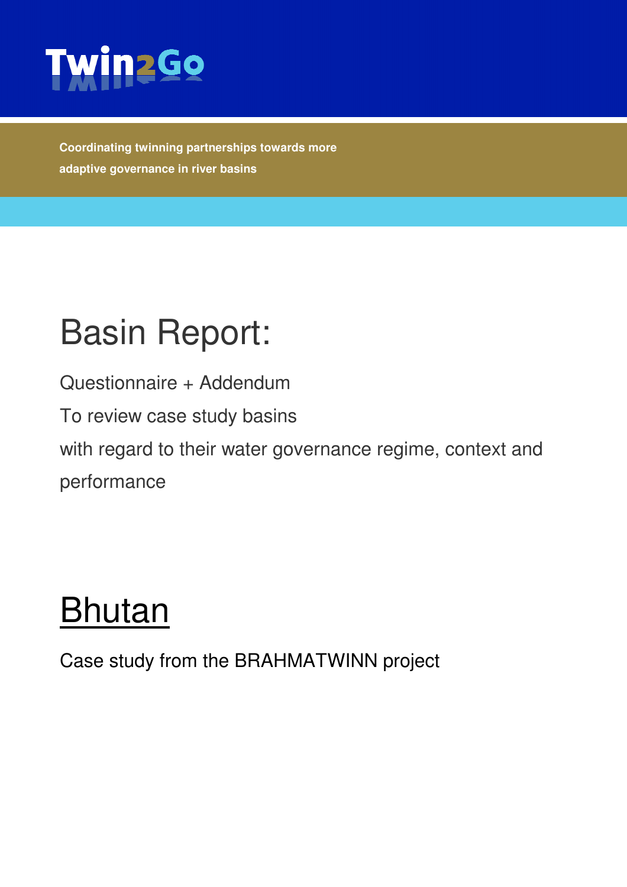# Twin2Go

**Coordinating twinning partnerships towards more adaptive governance in river basins**

# Basin Report:

Questionnaire + Addendum

To review case study basins

with regard to their water governance regime, context and performance

# Bhutan

Case study from the BRAHMATWINN project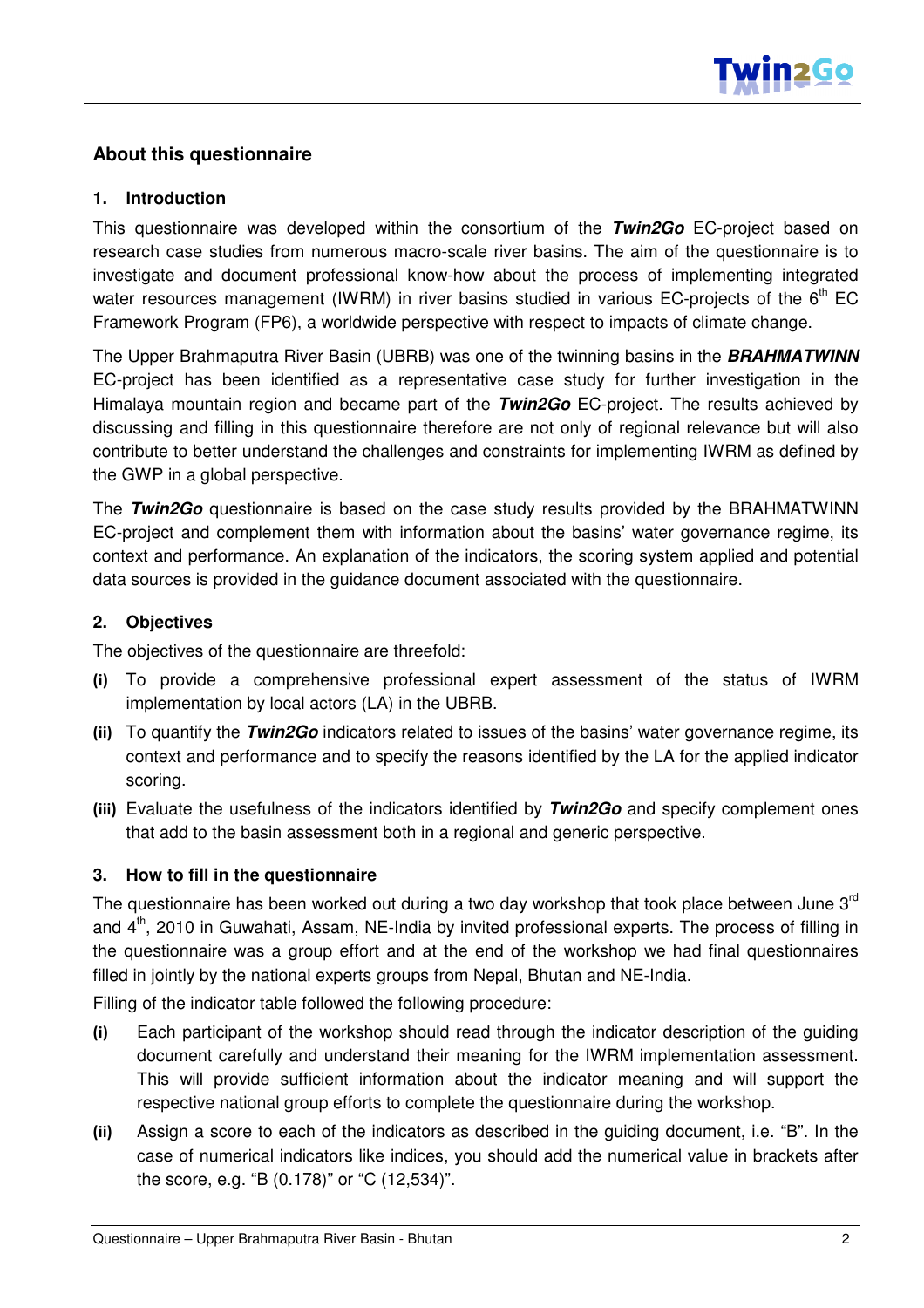## About this questionnaire

### 1. Introduction

This questionnaire was developed within the consortium of the ***Twin2Go*** EC-project based on research case studies from numerous macro-scale river basins. The aim of the questionnaire is to investigate and document professional know-how about the process of implementing integrated water resources management (IWRM) in river basins studied in various EC-projects of the 6th EC Framework Program (FP6), a worldwide perspective with respect to impacts of climate change.

The Upper Brahmaputra River Basin (UBRB) was one of the twinning basins in the ***BRAHMATWINN*** EC-project has been identified as a representative case study for further investigation in the Himalaya mountain region and became part of the ***Twin2Go*** EC-project. The results achieved by discussing and filling in this questionnaire therefore are not only of regional relevance but will also contribute to better understand the challenges and constraints for implementing IWRM as defined by the GWP in a global perspective.

The ***Twin2Go*** questionnaire is based on the case study results provided by the BRAHMATWINN EC-project and complement them with information about the basins' water governance regime, its context and performance. An explanation of the indicators, the scoring system applied and potential data sources is provided in the guidance document associated with the questionnaire.

### 2. Objectives

The objectives of the questionnaire are threefold:

**(i)** To provide a comprehensive professional expert assessment of the status of IWRM implementation by local actors (LA) in the UBRB.

**(ii)** To quantify the ***Twin2Go*** indicators related to issues of the basins' water governance regime, its context and performance and to specify the reasons identified by the LA for the applied indicator scoring.

**(iii)** Evaluate the usefulness of the indicators identified by ***Twin2Go*** and specify complement ones that add to the basin assessment both in a regional and generic perspective.

### 3. How to fill in the questionnaire

The questionnaire has been worked out during a two day workshop that took place between June 3rd and 4th, 2010 in Guwahati, Assam, NE-India by invited professional experts. The process of filling in the questionnaire was a group effort and at the end of the workshop we had final questionnaires filled in jointly by the national experts groups from Nepal, Bhutan and NE-India.

Filling of the indicator table followed the following procedure:

**(i)** Each participant of the workshop should read through the indicator description of the guiding document carefully and understand their meaning for the IWRM implementation assessment. This will provide sufficient information about the indicator meaning and will support the respective national group efforts to complete the questionnaire during the workshop.

**(ii)** Assign a score to each of the indicators as described in the guiding document, i.e. "B". In the case of numerical indicators like indices, you should add the numerical value in brackets after the score, e.g. "B (0.178)" or "C (12,534)".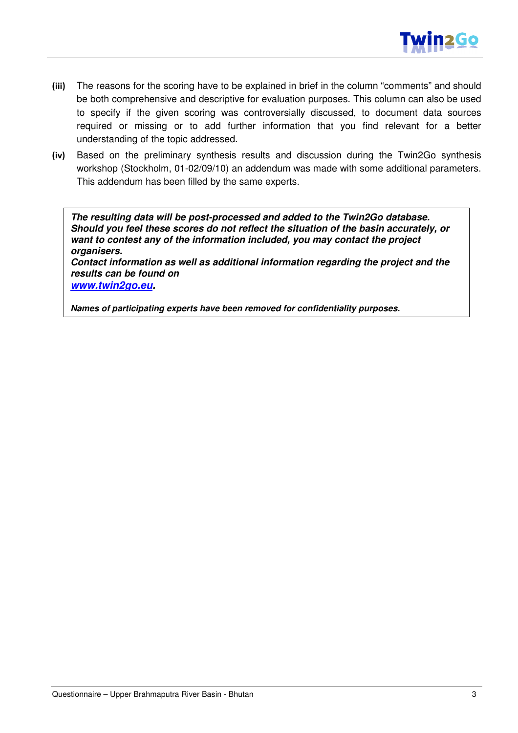**(iii)** The reasons for the scoring have to be explained in brief in the column "comments" and should be both comprehensive and descriptive for evaluation purposes. This column can also be used to specify if the given scoring was controversially discussed, to document data sources required or missing or to add further information that you find relevant for a better understanding of the topic addressed.

**(iv)** Based on the preliminary synthesis results and discussion during the Twin2Go synthesis workshop (Stockholm, 01-02/09/10) an addendum was made with some additional parameters. This addendum has been filled by the same experts.

> ***The resulting data will be post-processed and added to the Twin2Go database. Should you feel these scores do not reflect the situation of the basin accurately, or want to contest any of the information included, you may contact the project organisers.***
> ***Contact information as well as additional information regarding the project and the results can be found on [www.twin2go.eu](http://www.twin2go.eu).***
>
> ***Names of participating experts have been removed for confidentiality purposes.***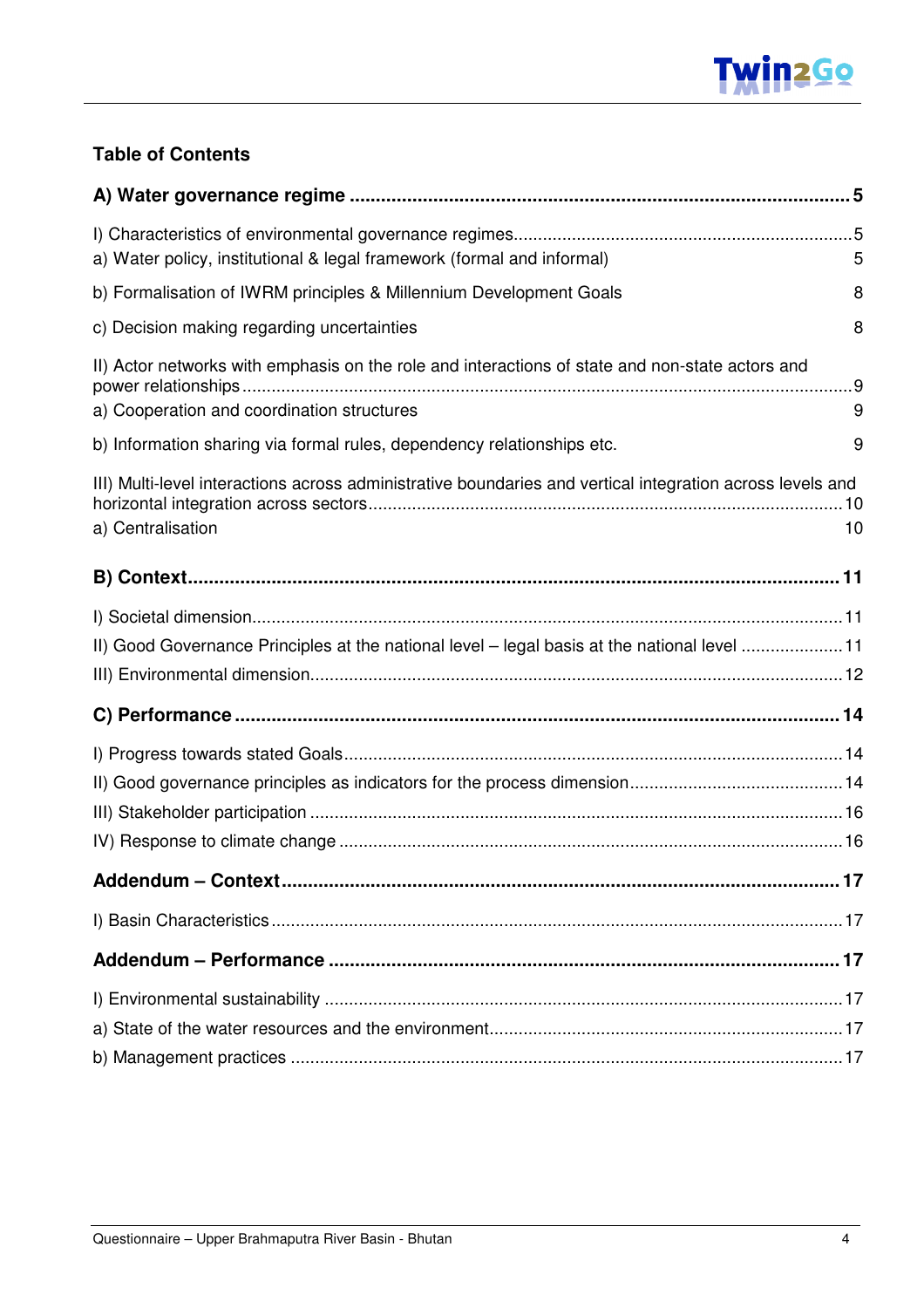## Table of Contents

**A) Water governance regime** .......... **5**

I) Characteristics of environmental governance regimes .......... 5
a) Water policy, institutional & legal framework (formal and informal) 5

b) Formalisation of IWRM principles & Millennium Development Goals 8

c) Decision making regarding uncertainties 8

II) Actor networks with emphasis on the role and interactions of state and non-state actors and power relationships .......... 9
a) Cooperation and coordination structures 9

b) Information sharing via formal rules, dependency relationships etc. 9

III) Multi-level interactions across administrative boundaries and vertical integration across levels and horizontal integration across sectors .......... 10
a) Centralisation 10

**B) Context** .......... **11**

I) Societal dimension .......... 11
II) Good Governance Principles at the national level – legal basis at the national level .......... 11
III) Environmental dimension .......... 12

**C) Performance** .......... **14**

I) Progress towards stated Goals .......... 14
II) Good governance principles as indicators for the process dimension .......... 14
III) Stakeholder participation .......... 16
IV) Response to climate change .......... 16

**Addendum – Context** .......... **17**

I) Basin Characteristics .......... 17

**Addendum – Performance** .......... **17**

I) Environmental sustainability .......... 17
a) State of the water resources and the environment .......... 17
b) Management practices .......... 17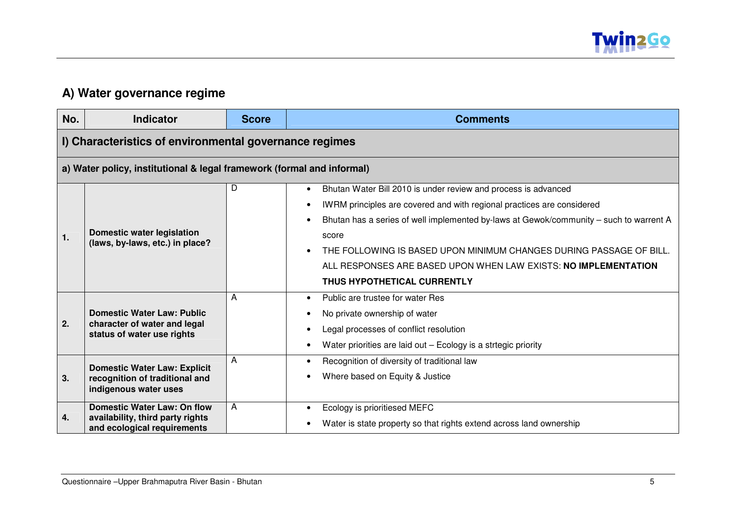## A) Water governance regime

| No. | Indicator | Score | Comments |
|---|---|---|---|
| **I) Characteristics of environmental governance regimes** | | | |
| **a) Water policy, institutional & legal framework (formal and informal)** | | | |
| **1.** | **Domestic water legislation (laws, by-laws, etc.) in place?** | D | • Bhutan Water Bill 2010 is under review and process is advanced<br>• IWRM principles are covered and with regional practices are considered<br>• Bhutan has a series of well implemented by-laws at Gewok/community – such to warrent A score<br>• THE FOLLOWING IS BASED UPON MINIMUM CHANGES DURING PASSAGE OF BILL. ALL RESPONSES ARE BASED UPON WHEN LAW EXISTS: **NO IMPLEMENTATION THUS HYPOTHETICAL CURRENTLY** |
| **2.** | **Domestic Water Law: Public character of water and legal status of water use rights** | A | • Public are trustee for water Res<br>• No private ownership of water<br>• Legal processes of conflict resolution<br>• Water priorities are laid out – Ecology is a strtegic priority |
| **3.** | **Domestic Water Law: Explicit recognition of traditional and indigenous water uses** | A | • Recognition of diversity of traditional law<br>• Where based on Equity & Justice |
| **4.** | **Domestic Water Law: On flow availability, third party rights and ecological requirements** | A | • Ecology is prioritiesed MEFC<br>• Water is state property so that rights extend across land ownership |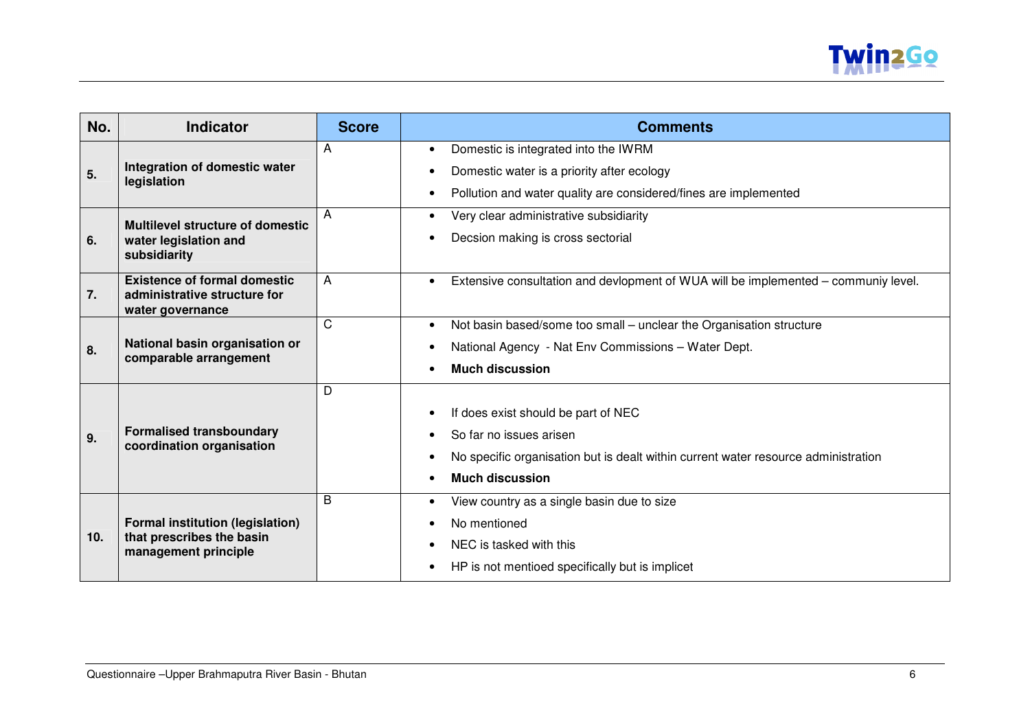| No. | Indicator | Score | Comments |
|---|---|---|---|
| 5. | **Integration of domestic water legislation** | A | • Domestic is integrated into the IWRM<br>• Domestic water is a priority after ecology<br>• Pollution and water quality are considered/fines are implemented |
| 6. | **Multilevel structure of domestic water legislation and subsidiarity** | A | • Very clear administrative subsidiarity<br>• Decsion making is cross sectorial |
| 7. | **Existence of formal domestic administrative structure for water governance** | A | • Extensive consultation and devlopment of WUA will be implemented – communiy level. |
| 8. | **National basin organisation or comparable arrangement** | C | • Not basin based/some too small – unclear the Organisation structure<br>• National Agency - Nat Env Commissions – Water Dept.<br>• **Much discussion** |
| 9. | **Formalised transboundary coordination organisation** | D | • If does exist should be part of NEC<br>• So far no issues arisen<br>• No specific organisation but is dealt within current water resource administration<br>• **Much discussion** |
| 10. | **Formal institution (legislation) that prescribes the basin management principle** | B | • View country as a single basin due to size<br>• No mentioned<br>• NEC is tasked with this<br>• HP is not mentioed specifically but is implicet |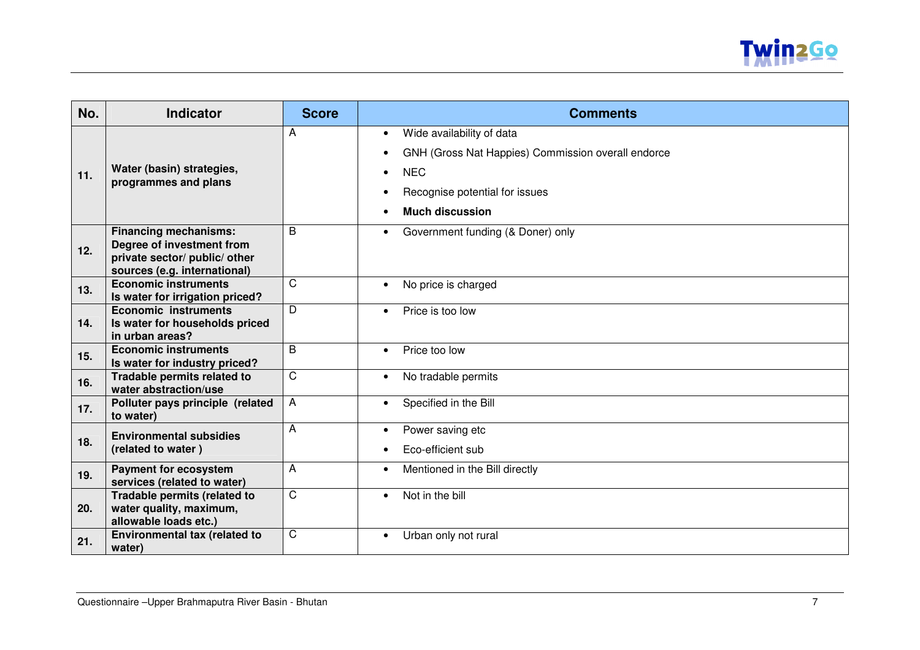| No. | Indicator | Score | Comments |
|---|---|---|---|
| 11. | **Water (basin) strategies, programmes and plans** | A | • Wide availability of data<br>• GNH (Gross Nat Happies) Commission overall endorce<br>• NEC<br>• Recognise potential for issues<br>• **Much discussion** |
| 12. | **Financing mechanisms: Degree of investment from private sector/ public/ other sources (e.g. international)** | B | • Government funding (& Doner) only |
| 13. | **Economic instruments Is water for irrigation priced?** | C | • No price is charged |
| 14. | **Economic instruments Is water for households priced in urban areas?** | D | • Price is too low |
| 15. | **Economic instruments Is water for industry priced?** | B | • Price too low |
| 16. | **Tradable permits related to water abstraction/use** | C | • No tradable permits |
| 17. | **Polluter pays principle (related to water)** | A | • Specified in the Bill |
| 18. | **Environmental subsidies (related to water )** | A | • Power saving etc<br>• Eco-efficient sub |
| 19. | **Payment for ecosystem services (related to water)** | A | • Mentioned in the Bill directly |
| 20. | **Tradable permits (related to water quality, maximum, allowable loads etc.)** | C | • Not in the bill |
| 21. | **Environmental tax (related to water)** | C | • Urban only not rural |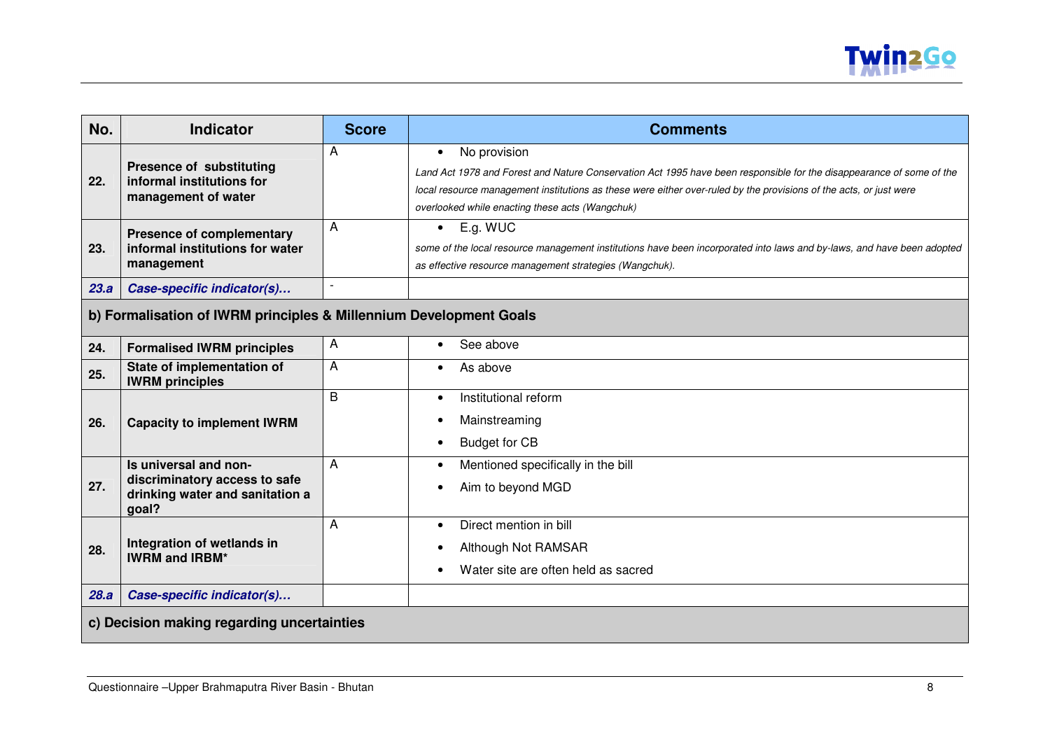| No. | Indicator | Score | Comments |
|---|---|---|---|
| 22. | **Presence of substituting informal institutions for management of water** | A | • No provision<br>*Land Act 1978 and Forest and Nature Conservation Act 1995 have been responsible for the disappearance of some of the local resource management institutions as these were either over-ruled by the provisions of the acts, or just were overlooked while enacting these acts (Wangchuk)* |
| 23. | **Presence of complementary informal institutions for water management** | A | • E.g. WUC<br>*some of the local resource management institutions have been incorporated into laws and by-laws, and have been adopted as effective resource management strategies (Wangchuk).* |
| ***23.a*** | ***Case-specific indicator(s)…*** | - | |
| **b) Formalisation of IWRM principles & Millennium Development Goals** | | | |
| 24. | **Formalised IWRM principles** | A | • See above |
| 25. | **State of implementation of IWRM principles** | A | • As above |
| 26. | **Capacity to implement IWRM** | B | • Institutional reform<br>• Mainstreaming<br>• Budget for CB |
| 27. | **Is universal and non-discriminatory access to safe drinking water and sanitation a goal?** | A | • Mentioned specifically in the bill<br>• Aim to beyond MGD |
| 28. | **Integration of wetlands in IWRM and IRBM*** | A | • Direct mention in bill<br>• Although Not RAMSAR<br>• Water site are often held as sacred |
| ***28.a*** | ***Case-specific indicator(s)…*** | | |
| **c) Decision making regarding uncertainties** | | | |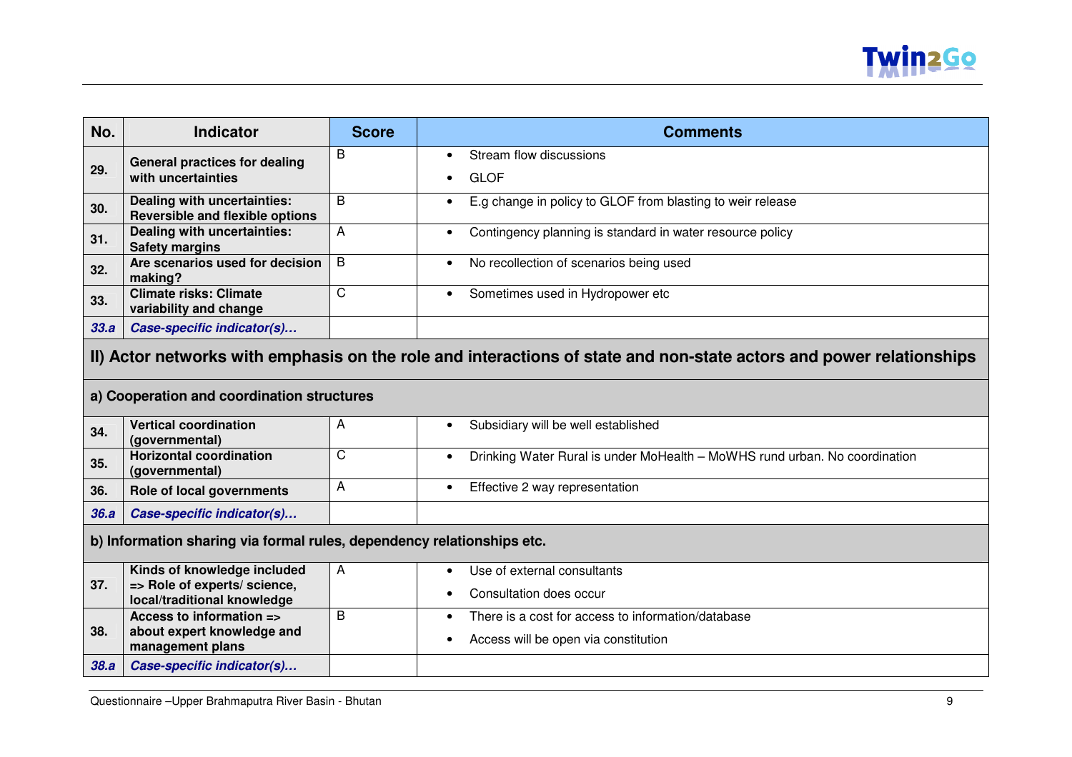| No. | Indicator | Score | Comments |
|---|---|---|---|
| 29. | **General practices for dealing with uncertainties** | B | • Stream flow discussions<br>• GLOF |
| 30. | **Dealing with uncertainties: Reversible and flexible options** | B | • E.g change in policy to GLOF from blasting to weir release |
| 31. | **Dealing with uncertainties: Safety margins** | A | • Contingency planning is standard in water resource policy |
| 32. | **Are scenarios used for decision making?** | B | • No recollection of scenarios being used |
| 33. | **Climate risks: Climate variability and change** | C | • Sometimes used in Hydropower etc |
| *33.a* | ***Case-specific indicator(s)…*** | | |
| **II) Actor networks with emphasis on the role and interactions of state and non-state actors and power relationships** | | | |
| **a) Cooperation and coordination structures** | | | |
| 34. | **Vertical coordination (governmental)** | A | • Subsidiary will be well established |
| 35. | **Horizontal coordination (governmental)** | C | • Drinking Water Rural is under MoHealth – MoWHS rund urban. No coordination |
| 36. | **Role of local governments** | A | • Effective 2 way representation |
| *36.a* | ***Case-specific indicator(s)…*** | | |
| **b) Information sharing via formal rules, dependency relationships etc.** | | | |
| 37. | **Kinds of knowledge included => Role of experts/ science, local/traditional knowledge** | A | • Use of external consultants<br>• Consultation does occur |
| 38. | **Access to information => about expert knowledge and management plans** | B | • There is a cost for access to information/database<br>• Access will be open via constitution |
| *38.a* | ***Case-specific indicator(s)…*** | | |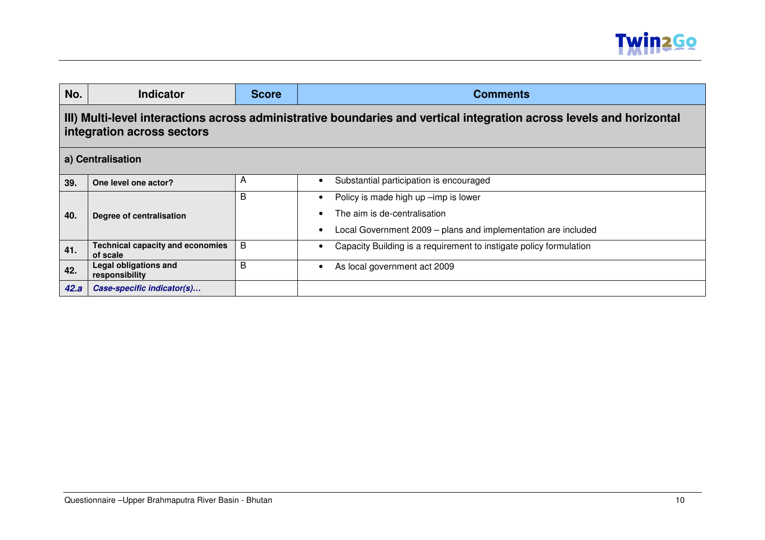| No. | Indicator | Score | Comments |
|---|---|---|---|
| **III) Multi-level interactions across administrative boundaries and vertical integration across levels and horizontal integration across sectors** | | | |
| **a) Centralisation** | | | |
| **39.** | **One level one actor?** | A | • Substantial participation is encouraged |
| **40.** | **Degree of centralisation** | B | • Policy is made high up –imp is lower<br>• The aim is de-centralisation<br>• Local Government 2009 – plans and implementation are included |
| **41.** | **Technical capacity and economies of scale** | B | • Capacity Building is a requirement to instigate policy formulation |
| **42.** | **Legal obligations and responsibility** | B | • As local government act 2009 |
| ***42.a*** | ***Case-specific indicator(s)…*** | | |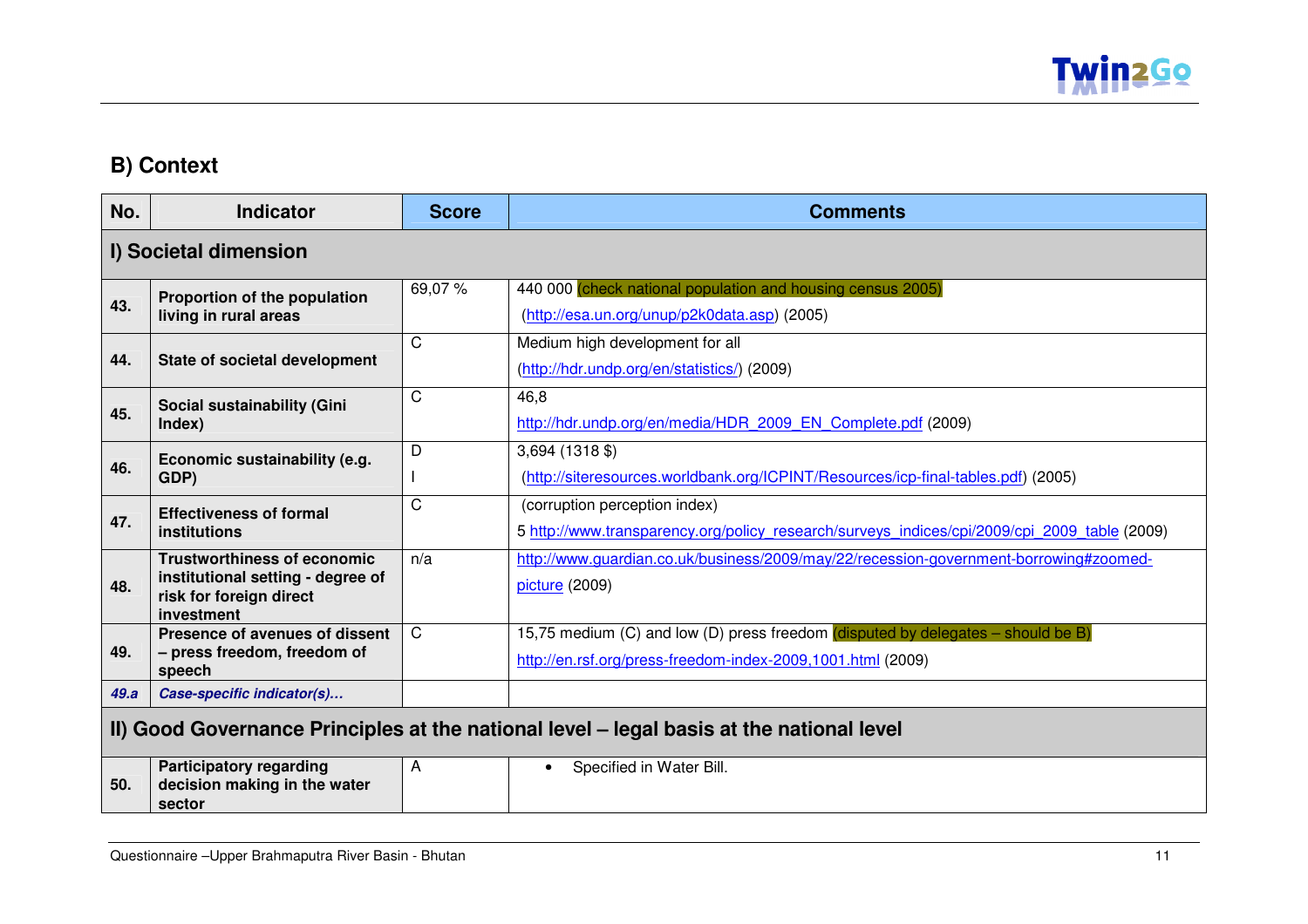## B) Context

| No. | Indicator | Score | Comments |
|---|---|---|---|
| **I) Societal dimension** | | | |
| **43.** | **Proportion of the population living in rural areas** | 69,07 % | 440 000 (check national population and housing census 2005) (http://esa.un.org/unup/p2k0data.asp) (2005) |
| **44.** | **State of societal development** | C | Medium high development for all (http://hdr.undp.org/en/statistics/) (2009) |
| **45.** | **Social sustainability (Gini Index)** | C | 46,8 http://hdr.undp.org/en/media/HDR_2009_EN_Complete.pdf (2009) |
| **46.** | **Economic sustainability (e.g. GDP)** | D I | 3,694 (1318 $) (http://siteresources.worldbank.org/ICPINT/Resources/icp-final-tables.pdf) (2005) |
| **47.** | **Effectiveness of formal institutions** | C | (corruption perception index) 5 http://www.transparency.org/policy_research/surveys_indices/cpi/2009/cpi_2009_table (2009) |
| **48.** | **Trustworthiness of economic institutional setting - degree of risk for foreign direct investment** | n/a | http://www.guardian.co.uk/business/2009/may/22/recession-government-borrowing#zoomed-picture (2009) |
| **49.** | **Presence of avenues of dissent – press freedom, freedom of speech** | C | 15,75 medium (C) and low (D) press freedom (disputed by delegates – should be B) http://en.rsf.org/press-freedom-index-2009,1001.html (2009) |
| ***49.a*** | ***Case-specific indicator(s)…*** | | |
| **II) Good Governance Principles at the national level – legal basis at the national level** | | | |
| **50.** | **Participatory regarding decision making in the water sector** | A | • Specified in Water Bill. |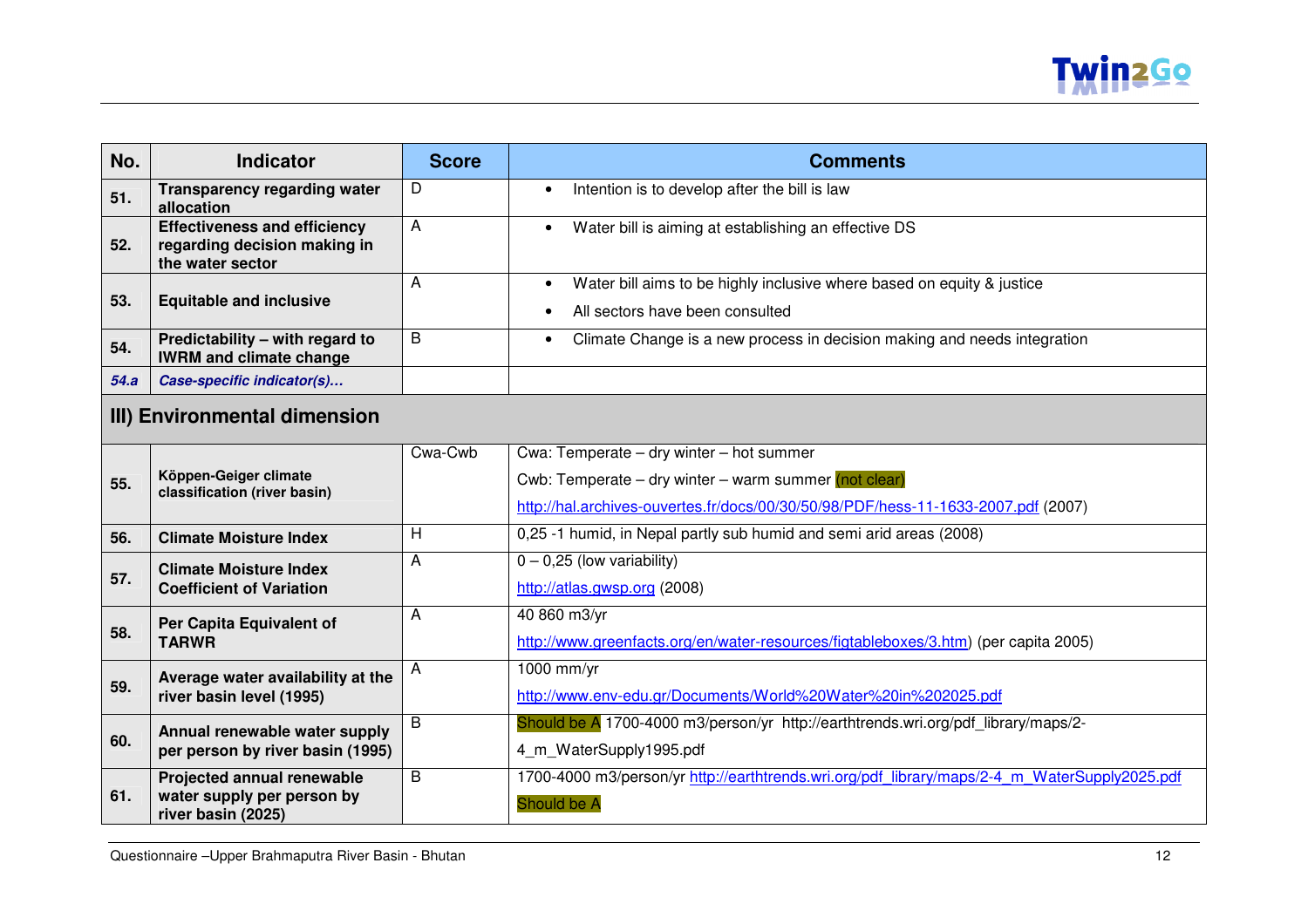| No. | Indicator | Score | Comments |
|---|---|---|---|
| 51. | **Transparency regarding water allocation** | D | • Intention is to develop after the bill is law |
| 52. | **Effectiveness and efficiency regarding decision making in the water sector** | A | • Water bill is aiming at establishing an effective DS |
| 53. | **Equitable and inclusive** | A | • Water bill aims to be highly inclusive where based on equity & justice<br>• All sectors have been consulted |
| 54. | **Predictability – with regard to IWRM and climate change** | B | • Climate Change is a new process in decision making and needs integration |
| *54.a* | ***Case-specific indicator(s)…*** | | |
| **III) Environmental dimension** | | | |
| 55. | **Köppen-Geiger climate classification (river basin)** | Cwa-Cwb | Cwa: Temperate – dry winter – hot summer<br>Cwb: Temperate – dry winter – warm summer (not clear)<br>http://hal.archives-ouvertes.fr/docs/00/30/50/98/PDF/hess-11-1633-2007.pdf (2007) |
| 56. | **Climate Moisture Index** | H | 0,25 -1 humid, in Nepal partly sub humid and semi arid areas (2008) |
| 57. | **Climate Moisture Index Coefficient of Variation** | A | 0 – 0,25 (low variability)<br>http://atlas.gwsp.org (2008) |
| 58. | **Per Capita Equivalent of TARWR** | A | 40 860 m3/yr<br>http://www.greenfacts.org/en/water-resources/figtableboxes/3.htm) (per capita 2005) |
| 59. | **Average water availability at the river basin level (1995)** | A | 1000 mm/yr<br>http://www.env-edu.gr/Documents/World%20Water%20in%202025.pdf |
| 60. | **Annual renewable water supply per person by river basin (1995)** | B | Should be A 1700-4000 m3/person/yr http://earthtrends.wri.org/pdf_library/maps/2-4_m_WaterSupply1995.pdf |
| 61. | **Projected annual renewable water supply per person by river basin (2025)** | B | 1700-4000 m3/person/yr http://earthtrends.wri.org/pdf_library/maps/2-4_m_WaterSupply2025.pdf<br>Should be A |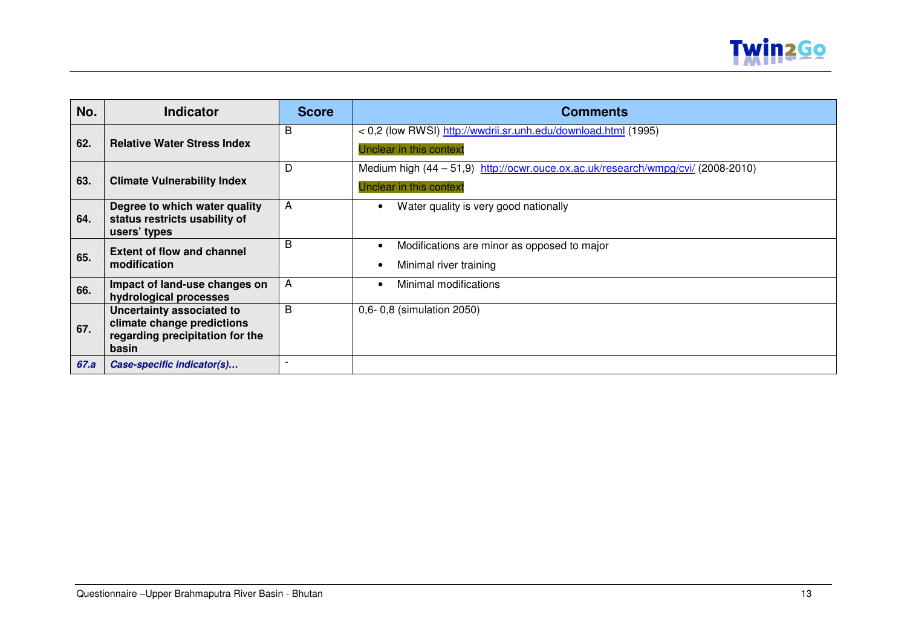| No. | Indicator | Score | Comments |
|---|---|---|---|
| **62.** | **Relative Water Stress Index** | B | < 0,2 (low RWSI) http://wwdrii.sr.unh.edu/download.html (1995)<br>Unclear in this context |
| **63.** | **Climate Vulnerability Index** | D | Medium high (44 – 51,9) http://ocwr.ouce.ox.ac.uk/research/wmpg/cvi/ (2008-2010)<br>Unclear in this context |
| **64.** | **Degree to which water quality status restricts usability of users' types** | A | • Water quality is very good nationally |
| **65.** | **Extent of flow and channel modification** | B | • Modifications are minor as opposed to major<br>• Minimal river training |
| **66.** | **Impact of land-use changes on hydrological processes** | A | • Minimal modifications |
| **67.** | **Uncertainty associated to climate change predictions regarding precipitation for the basin** | B | 0,6- 0,8 (simulation 2050) |
| ***67.a*** | ***Case-specific indicator(s)…*** | - | |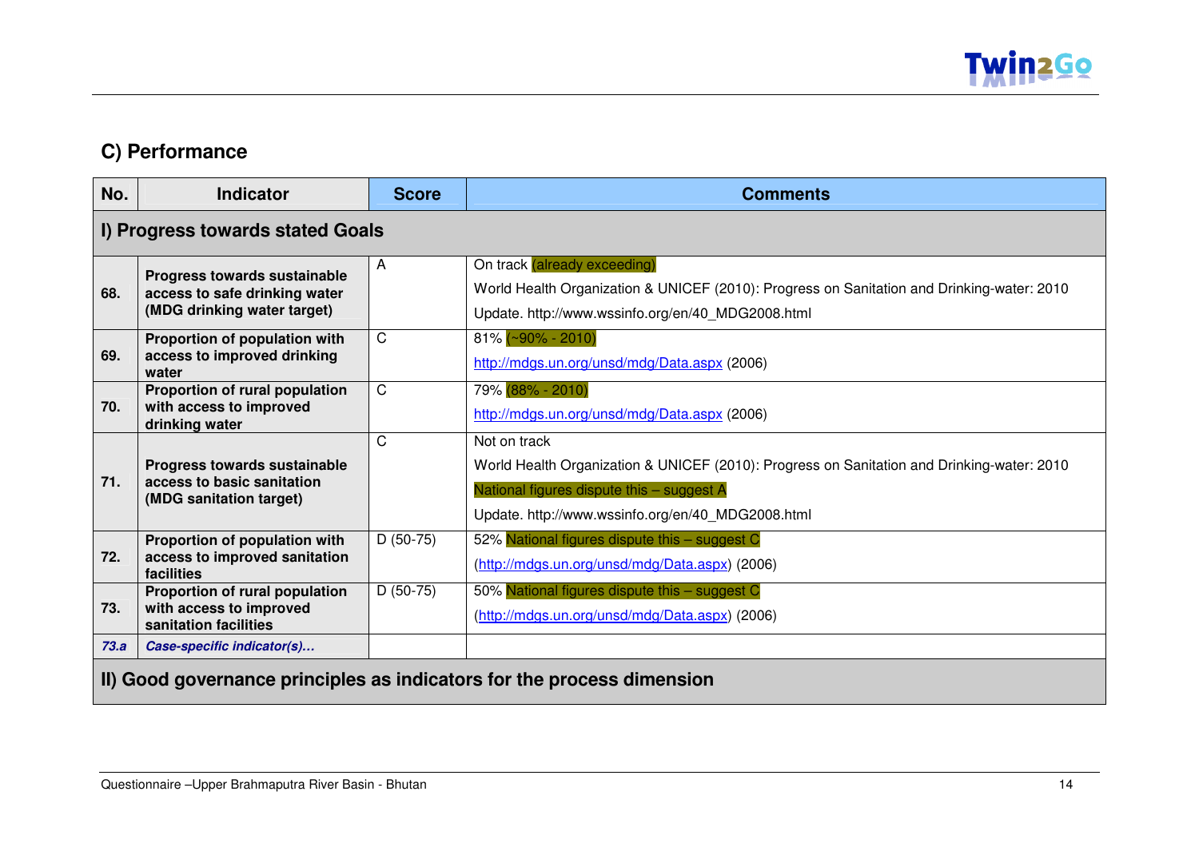## C) Performance

| No. | Indicator | Score | Comments |
|---|---|---|---|
| **I) Progress towards stated Goals** | | | |
| **68.** | **Progress towards sustainable access to safe drinking water (MDG drinking water target)** | A | On track (already exceeding)<br>World Health Organization & UNICEF (2010): Progress on Sanitation and Drinking-water: 2010<br>Update. http://www.wssinfo.org/en/40_MDG2008.html |
| **69.** | **Proportion of population with access to improved drinking water** | C | 81% (~90% - 2010)<br>http://mdgs.un.org/unsd/mdg/Data.aspx (2006) |
| **70.** | **Proportion of rural population with access to improved drinking water** | C | 79% (88% - 2010)<br>http://mdgs.un.org/unsd/mdg/Data.aspx (2006) |
| **71.** | **Progress towards sustainable access to basic sanitation (MDG sanitation target)** | C | Not on track<br>World Health Organization & UNICEF (2010): Progress on Sanitation and Drinking-water: 2010<br>National figures dispute this – suggest A<br>Update. http://www.wssinfo.org/en/40_MDG2008.html |
| **72.** | **Proportion of population with access to improved sanitation facilities** | D (50-75) | 52% National figures dispute this – suggest C<br>(http://mdgs.un.org/unsd/mdg/Data.aspx) (2006) |
| **73.** | **Proportion of rural population with access to improved sanitation facilities** | D (50-75) | 50% National figures dispute this – suggest C<br>(http://mdgs.un.org/unsd/mdg/Data.aspx) (2006) |
| ***73.a*** | ***Case-specific indicator(s)…*** | | |
| **II) Good governance principles as indicators for the process dimension** | | | |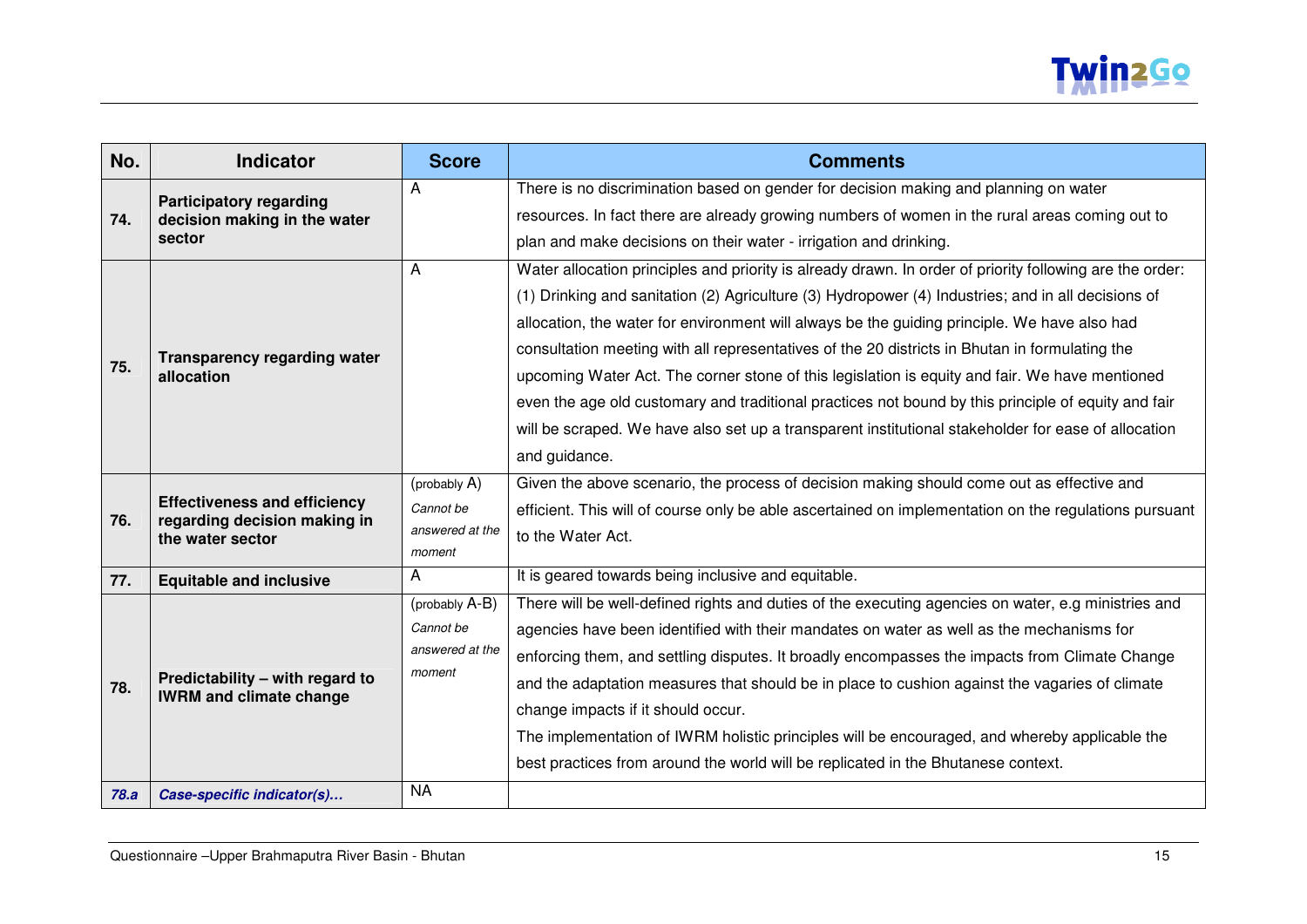| No. | Indicator | Score | Comments |
|---|---|---|---|
| 74. | **Participatory regarding decision making in the water sector** | A | There is no discrimination based on gender for decision making and planning on water resources. In fact there are already growing numbers of women in the rural areas coming out to plan and make decisions on their water - irrigation and drinking. |
| 75. | **Transparency regarding water allocation** | A | Water allocation principles and priority is already drawn. In order of priority following are the order: (1) Drinking and sanitation (2) Agriculture (3) Hydropower (4) Industries; and in all decisions of allocation, the water for environment will always be the guiding principle. We have also had consultation meeting with all representatives of the 20 districts in Bhutan in formulating the upcoming Water Act. The corner stone of this legislation is equity and fair. We have mentioned even the age old customary and traditional practices not bound by this principle of equity and fair will be scraped. We have also set up a transparent institutional stakeholder for ease of allocation and guidance. |
| 76. | **Effectiveness and efficiency regarding decision making in the water sector** | (probably A) *Cannot be answered at the moment* | Given the above scenario, the process of decision making should come out as effective and efficient. This will of course only be able ascertained on implementation on the regulations pursuant to the Water Act. |
| 77. | **Equitable and inclusive** | A | It is geared towards being inclusive and equitable. |
| 78. | **Predictability – with regard to IWRM and climate change** | (probably A-B) *Cannot be answered at the moment* | There will be well-defined rights and duties of the executing agencies on water, e.g ministries and agencies have been identified with their mandates on water as well as the mechanisms for enforcing them, and settling disputes. It broadly encompasses the impacts from Climate Change and the adaptation measures that should be in place to cushion against the vagaries of climate change impacts if it should occur. The implementation of IWRM holistic principles will be encouraged, and whereby applicable the best practices from around the world will be replicated in the Bhutanese context. |
| ***78.a*** | ***Case-specific indicator(s)…*** | NA | |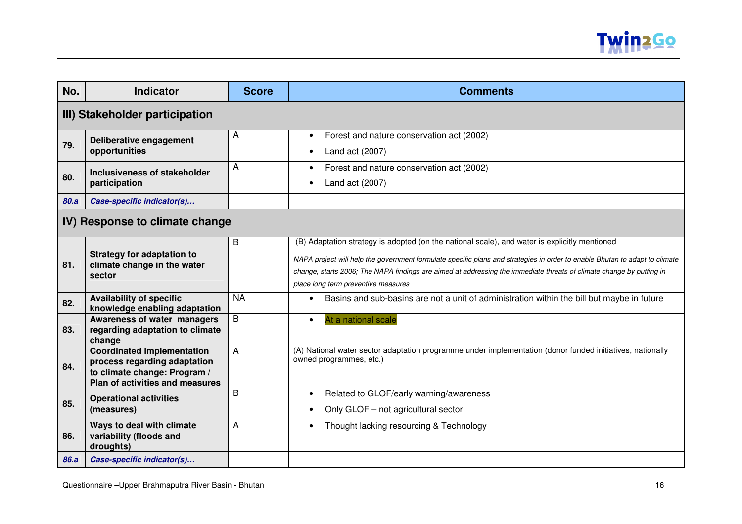| No. | Indicator | Score | Comments |
|---|---|---|---|
| **III) Stakeholder participation** | | | |
| **79.** | **Deliberative engagement opportunities** | A | • Forest and nature conservation act (2002)<br>• Land act (2007) |
| **80.** | **Inclusiveness of stakeholder participation** | A | • Forest and nature conservation act (2002)<br>• Land act (2007) |
| ***80.a*** | ***Case-specific indicator(s)…*** | | |
| **IV) Response to climate change** | | | |
| **81.** | **Strategy for adaptation to climate change in the water sector** | B | (B) Adaptation strategy is adopted (on the national scale), and water is explicitly mentioned<br>*NAPA project will help the government formulate specific plans and strategies in order to enable Bhutan to adapt to climate change, starts 2006; The NAPA findings are aimed at addressing the immediate threats of climate change by putting in place long term preventive measures* |
| **82.** | **Availability of specific knowledge enabling adaptation** | NA | • Basins and sub-basins are not a unit of administration within the bill but maybe in future |
| **83.** | **Awareness of water managers regarding adaptation to climate change** | B | • At a national scale |
| **84.** | **Coordinated implementation process regarding adaptation to climate change: Program / Plan of activities and measures** | A | (A) National water sector adaptation programme under implementation (donor funded initiatives, nationally owned programmes, etc.) |
| **85.** | **Operational activities (measures)** | B | • Related to GLOF/early warning/awareness<br>• Only GLOF – not agricultural sector |
| **86.** | **Ways to deal with climate variability (floods and droughts)** | A | • Thought lacking resourcing & Technology |
| ***86.a*** | ***Case-specific indicator(s)…*** | | |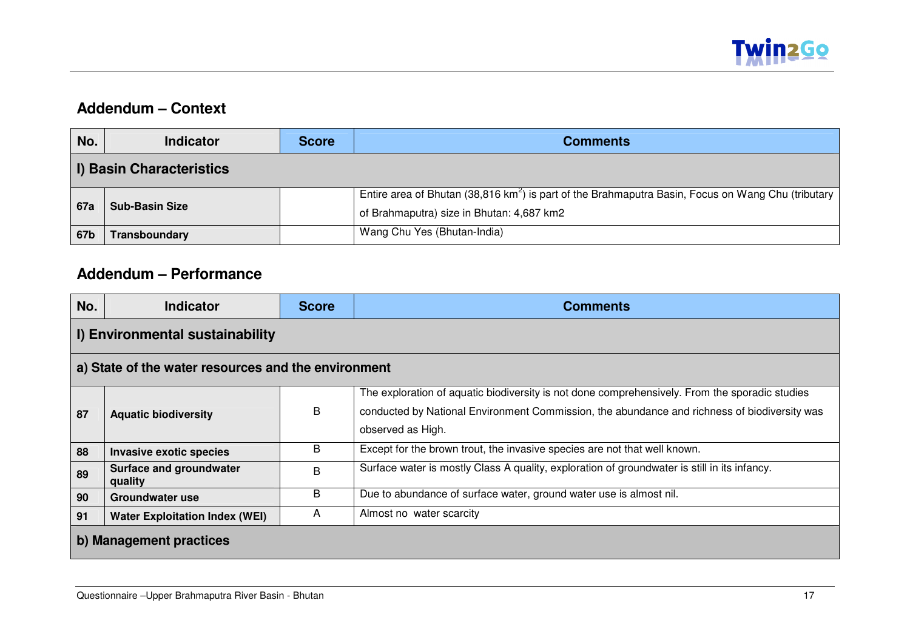## Addendum – Context

| No. | Indicator | Score | Comments |
|---|---|---|---|
| **I) Basin Characteristics** | | | |
| 67a | **Sub-Basin Size** | | Entire area of Bhutan (38,816 $km^2$) is part of the Brahmaputra Basin, Focus on Wang Chu (tributary of Brahmaputra) size in Bhutan: 4,687 km2 |
| 67b | **Transboundary** | | Wang Chu Yes (Bhutan-India) |

## Addendum – Performance

| No. | Indicator | Score | Comments |
|---|---|---|---|
| **I) Environmental sustainability** | | | |
| **a) State of the water resources and the environment** | | | |
| 87 | **Aquatic biodiversity** | B | The exploration of aquatic biodiversity is not done comprehensively. From the sporadic studies conducted by National Environment Commission, the abundance and richness of biodiversity was observed as High. |
| 88 | **Invasive exotic species** | B | Except for the brown trout, the invasive species are not that well known. |
| 89 | **Surface and groundwater quality** | B | Surface water is mostly Class A quality, exploration of groundwater is still in its infancy. |
| 90 | **Groundwater use** | B | Due to abundance of surface water, ground water use is almost nil. |
| 91 | **Water Exploitation Index (WEI)** | A | Almost no water scarcity |
| **b) Management practices** | | | |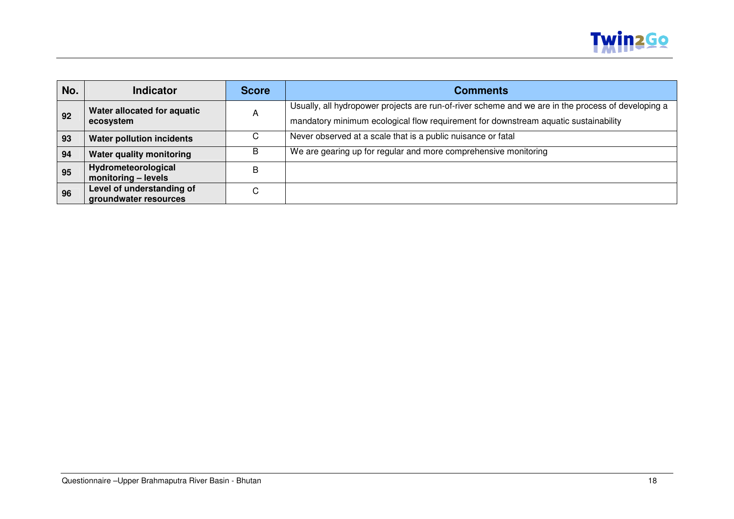| No. | Indicator | Score | Comments |
|---|---|---|---|
| 92 | **Water allocated for aquatic ecosystem** | A | Usually, all hydropower projects are run-of-river scheme and we are in the process of developing a mandatory minimum ecological flow requirement for downstream aquatic sustainability |
| 93 | **Water pollution incidents** | C | Never observed at a scale that is a public nuisance or fatal |
| 94 | **Water quality monitoring** | B | We are gearing up for regular and more comprehensive monitoring |
| 95 | **Hydrometeorological monitoring – levels** | B | |
| 96 | **Level of understanding of groundwater resources** | C | |